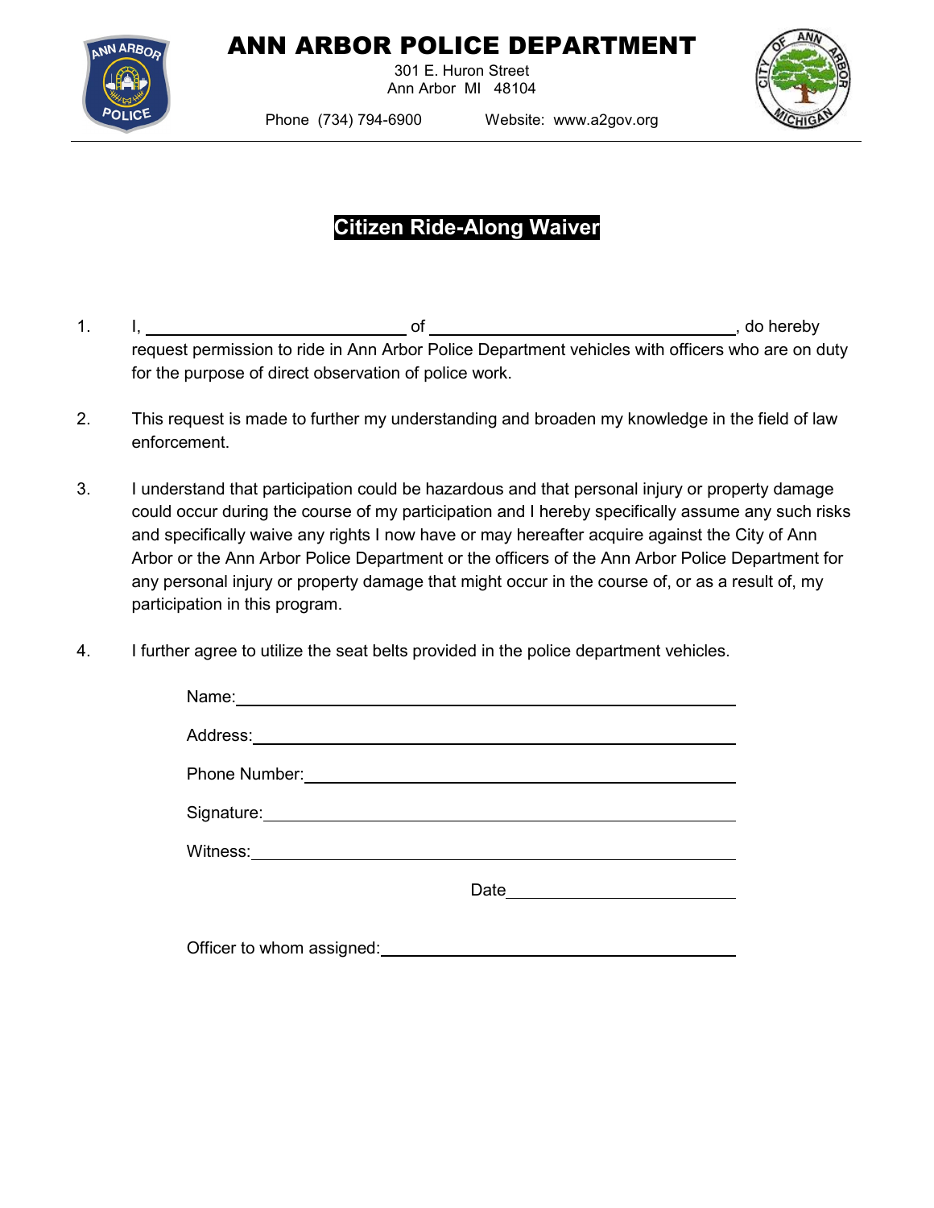# ANN ARBOR POLICE DEPARTMENT

301 E. Huron Street
Ann Arbor MI 48104

Phone (734) 794-6900    Website: www.a2gov.org

## Citizen Ride-Along Waiver

1. I, ______________________ of ____________________________, do hereby request permission to ride in Ann Arbor Police Department vehicles with officers who are on duty for the purpose of direct observation of police work.

2. This request is made to further my understanding and broaden my knowledge in the field of law enforcement.

3. I understand that participation could be hazardous and that personal injury or property damage could occur during the course of my participation and I hereby specifically assume any such risks and specifically waive any rights I now have or may hereafter acquire against the City of Ann Arbor or the Ann Arbor Police Department or the officers of the Ann Arbor Police Department for any personal injury or property damage that might occur in the course of, or as a result of, my participation in this program.

4. I further agree to utilize the seat belts provided in the police department vehicles.

Name: ____________________________________________

Address: __________________________________________

Phone Number: _____________________________________

Signature: _________________________________________

Witness: __________________________________________

Date ____________________

Officer to whom assigned: ______________________________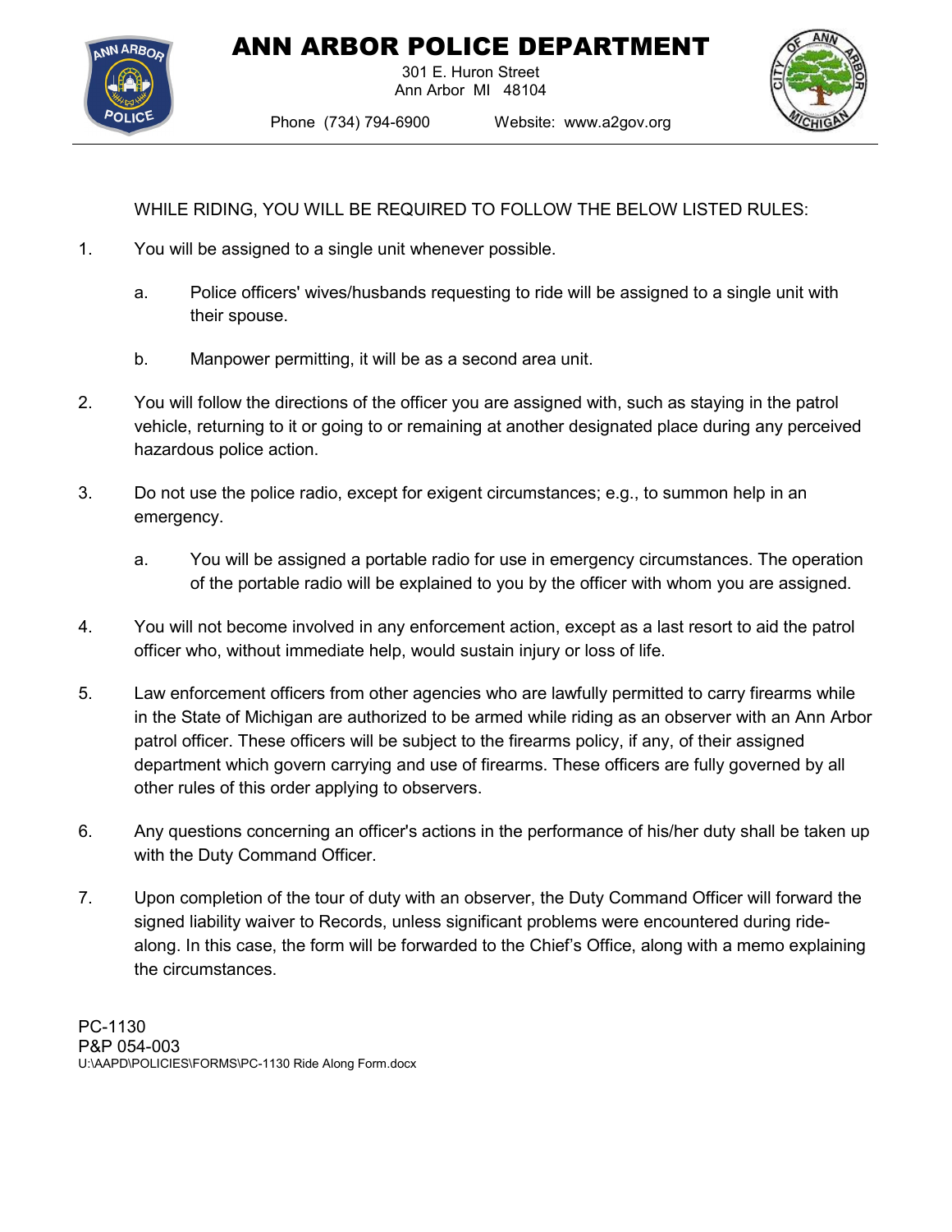# ANN ARBOR POLICE DEPARTMENT

301 E. Huron Street
Ann Arbor MI 48104

Phone (734) 794-6900 Website: www.a2gov.org

WHILE RIDING, YOU WILL BE REQUIRED TO FOLLOW THE BELOW LISTED RULES:

1. You will be assigned to a single unit whenever possible.

   a. Police officers' wives/husbands requesting to ride will be assigned to a single unit with their spouse.

   b. Manpower permitting, it will be as a second area unit.

2. You will follow the directions of the officer you are assigned with, such as staying in the patrol vehicle, returning to it or going to or remaining at another designated place during any perceived hazardous police action.

3. Do not use the police radio, except for exigent circumstances; e.g., to summon help in an emergency.

   a. You will be assigned a portable radio for use in emergency circumstances. The operation of the portable radio will be explained to you by the officer with whom you are assigned.

4. You will not become involved in any enforcement action, except as a last resort to aid the patrol officer who, without immediate help, would sustain injury or loss of life.

5. Law enforcement officers from other agencies who are lawfully permitted to carry firearms while in the State of Michigan are authorized to be armed while riding as an observer with an Ann Arbor patrol officer. These officers will be subject to the firearms policy, if any, of their assigned department which govern carrying and use of firearms. These officers are fully governed by all other rules of this order applying to observers.

6. Any questions concerning an officer's actions in the performance of his/her duty shall be taken up with the Duty Command Officer.

7. Upon completion of the tour of duty with an observer, the Duty Command Officer will forward the signed liability waiver to Records, unless significant problems were encountered during ride-along. In this case, the form will be forwarded to the Chief's Office, along with a memo explaining the circumstances.

PC-1130
P&P 054-003
U:\AAPD\POLICIES\FORMS\PC-1130 Ride Along Form.docx